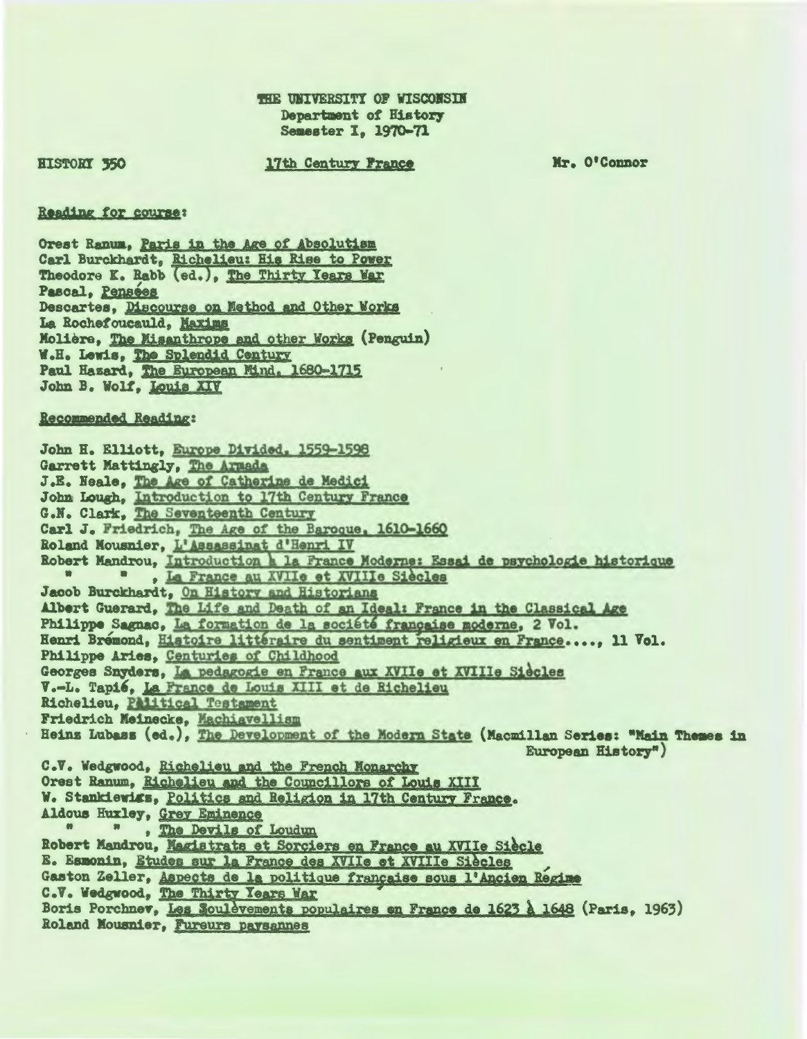THE UNIVERSITY OF WISCONSIN
Department of History
Semester I, 1970-71

HISTORY 350 — 17th Century France — Mr. O'Connor

Reading for course:

Orest Ranum, Paris in the Age of Absolutism
Carl Burckhardt, Richelieu: His Rise to Power
Theodore K. Rabb (ed.), The Thirty Years War
Pascal, Pensées
Descartes, Discourse on Method and Other Works
La Rochefoucauld, Maxims
Molière, The Misanthrope and other Works (Penguin)
W.H. Lewis, The Splendid Century
Paul Hazard, The European Mind, 1680-1715
John B. Wolf, Louis XIV

Recommended Reading:

John H. Elliott, Europe Divided, 1559-1598
Garrett Mattingly, The Armada
J.E. Neale, The Age of Catherine de Medici
John Lough, Introduction to 17th Century France
G.N. Clark, The Seventeenth Century
Carl J. Friedrich, The Age of the Baroque, 1610-1660
Roland Mousnier, L'Assassinat d'Henri IV
Robert Mandrou, Introduction à la France Moderne: Essai de psychologie historique
" " , La France au XVIIe et XVIIIe Siècles
Jacob Burckhardt, On History and Historians
Albert Guerard, The Life and Death of an Ideal: France in the Classical Age
Philippe Sagnac, La formation de la société française moderne, 2 Vol.
Henri Brémond, Histoire littéraire du sentiment religieux en France...., 11 Vol.
Philippe Aries, Centuries of Childhood
Georges Snyders, La pedagogie en France aux XVIIe et XVIIIe Siècles
V.-L. Tapié, La France de Louis XIII et de Richelieu
Richelieu, Political Testament
Friedrich Meinecke, Machiavellism
Heinz Lubasz (ed.), The Development of the Modern State (Macmillan Series: "Main Themes in European History")
C.V. Wedgwood, Richelieu and the French Monarchy
Orest Ranum, Richelieu and the Councillors of Louis XIII
W. Stankiewicz, Politics and Religion in 17th Century France.
Aldous Huxley, Grey Eminence
" " , The Devils of Loudun
Robert Mandrou, Magistrats et Sorciers en France au XVIIe Siècle
E. Esmonin, Etudes sur la France des XVIIe et XVIIIe Siècles
Gaston Zeller, Aspects de la politique française sous l'Ancien Régime
C.V. Wedgwood, The Thirty Years War
Boris Porchnev, Les Soulèvements populaires en France de 1623 à 1648 (Paris, 1963)
Roland Mousnier, Fureurs paysannes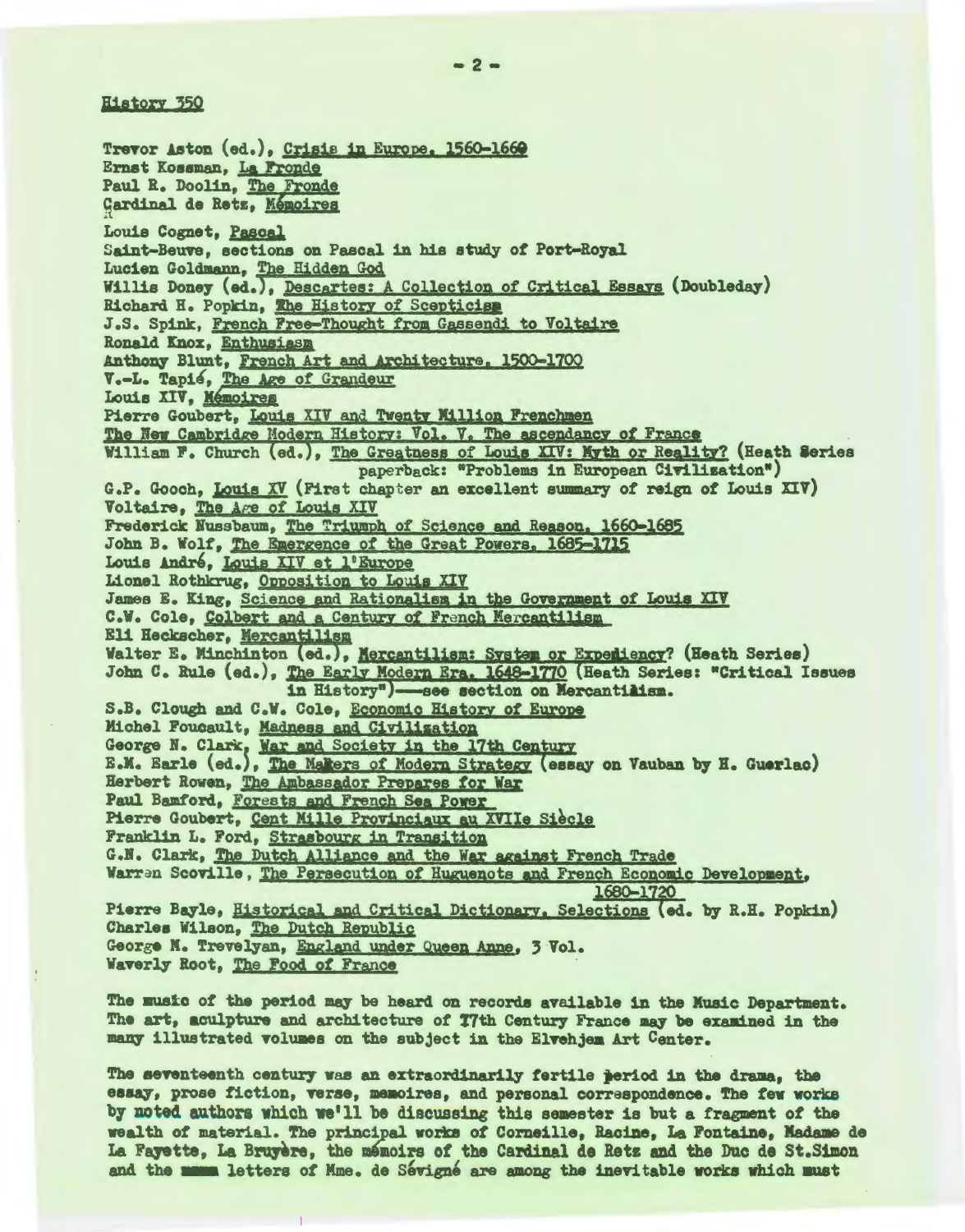History 350

Trevor Aston (ed.), Crisis in Europe, 1560-1660
Ernst Kossman, La Fronde
Paul R. Doolin, The Fronde
Cardinal de Retz, Mémoires
Louis Cognet, Pascal
Saint-Beuve, sections on Pascal in his study of Port-Royal
Lucien Goldmann, The Hidden God
Willis Doney (ed.), Descartes: A Collection of Critical Essays (Doubleday)
Richard H. Popkin, The History of Scepticism
J.S. Spink, French Free-Thought from Gassendi to Voltaire
Ronald Knox, Enthusiasm
Anthony Blunt, French Art and Architecture, 1500-1700
V.-L. Tapié, The Age of Grandeur
Louis XIV, Mémoires
Pierre Goubert, Louis XIV and Twenty Million Frenchmen
The New Cambridge Modern History: Vol. V. The ascendancy of France
William F. Church (ed.), The Greatness of Louis XIV: Myth or Reality? (Heath Series paperback: "Problems in European Civilization")
G.P. Gooch, Louis XV (First chapter an excellent summary of reign of Louis XIV)
Voltaire, The Age of Louis XIV
Frederick Nussbaum, The Triumph of Science and Reason, 1660-1685
John B. Wolf, The Emergence of the Great Powers, 1685-1715
Louis André, Louis XIV et l'Europe
Lionel Rothkrug, Opposition to Louis XIV
James E. King, Science and Rationalism in the Government of Louis XIV
C.W. Cole, Colbert and a Century of French Mercantilism
Eli Heckscher, Mercantilism
Walter E. Minchinton (ed.), Mercantilism: System or Expediency? (Heath Series)
John C. Rule (ed.), The Early Modern Era, 1648-1770 (Heath Series: "Critical Issues in History")—see section on Mercantilism.
S.B. Clough and C.W. Cole, Economic History of Europe
Michel Foucault, Madness and Civilization
George N. Clark, War and Society in the 17th Century
E.M. Earle (ed.), The Makers of Modern Strategy (essay on Vauban by H. Guerlac)
Herbert Rowen, The Ambassador Prepares for War
Paul Bamford, Forests and French Sea Power
Pierre Goubert, Cent Mille Provinciaux au XVIIe Siècle
Franklin L. Ford, Strasbourg in Transition
G.N. Clark, The Dutch Alliance and the War against French Trade
Warren Scoville, The Persecution of Huguenots and French Economic Development, 1680-1720
Pierre Bayle, Historical and Critical Dictionary, Selections (ed. by R.H. Popkin)
Charles Wilson, The Dutch Republic
George M. Trevelyan, England under Queen Anne, 3 Vol.
Waverly Root, The Food of France

The music of the period may be heard on records available in the Music Department. The art, sculpture and architecture of 17th Century France may be examined in the many illustrated volumes on the subject in the Elvehjem Art Center.

The seventeenth century was an extraordinarily fertile period in the drama, the essay, prose fiction, verse, memoires, and personal correspondence. The few works by noted authors which we'll be discussing this semester is but a fragment of the wealth of material. The principal works of Corneille, Racine, La Fontaine, Madame de La Fayette, La Bruyère, the mémoirs of the Cardinal de Retz and the Duc de St.Simon and the letters of Mme. de Sévigné are among the inevitable works which must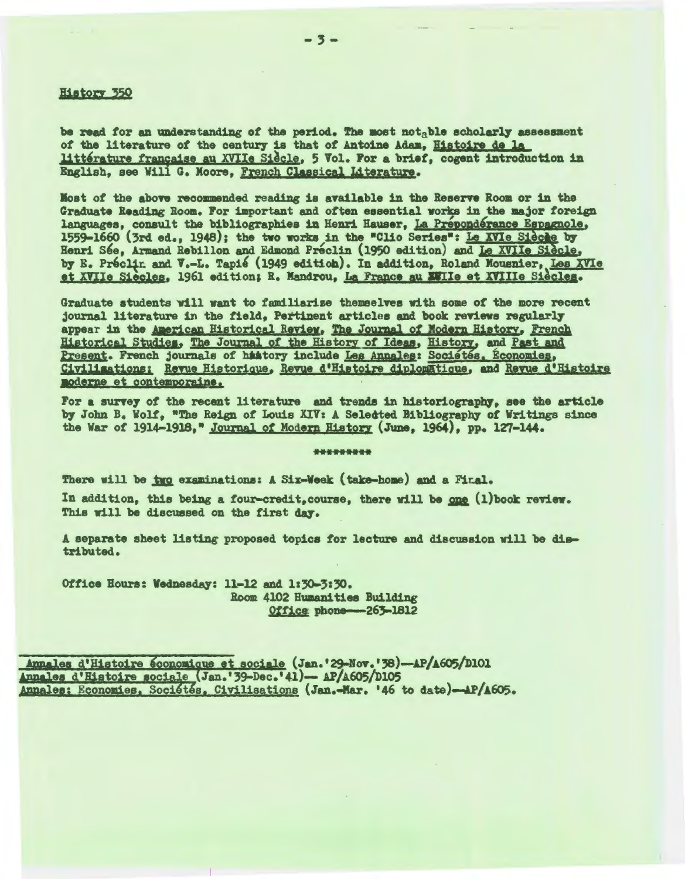History 350

be read for an understanding of the period. The most notable scholarly assessment of the literature of the century is that of Antoine Adam, Histoire de la littérature française au XVIIe Siècle, 5 Vol. For a brief, cogent introduction in English, see Will G. Moore, French Classical Literature.

Most of the above recommended reading is available in the Reserve Room or in the Graduate Reading Room. For important and often essential works in the major foreign languages, consult the bibliographies in Henri Hauser, La Prépondérance Espagnole, 1559-1660 (3rd ed., 1948); the two works in the "Clio Series": Le XVIe Siècle by Henri Sée, Armand Rebillon and Edmond Préclin (1950 edition) and Le XVIIe Siècle, by E. Préclin and V.-L. Tapié (1949 edition). In addition, Roland Mousnier, Les XVIe et XVIIe Siècles, 1961 edition; R. Mandrou, La France au XVIIe et XVIIIe Siècles.

Graduate students will want to familiarize themselves with some of the more recent journal literature in the field. Pertinent articles and book reviews regularly appear in the American Historical Review, The Journal of Modern History, French Historical Studies, The Journal of the History of Ideas, History, and Past and Present. French journals of history include Les Annales: Sociétés, Économies, Civilisations; Revue Historique, Revue d'Histoire diplomatique, and Revue d'Histoire moderne et contemporaine.

For a survey of the recent literature and trends in historiography, see the article by John B. Wolf, "The Reign of Louis XIV: A Selected Bibliography of Writings since the War of 1914-1918," Journal of Modern History (June, 1964), pp. 127-144.

*********

There will be two examinations: A Six-Week (take-home) and a Final.

In addition, this being a four-credit course, there will be one (1) book review. This will be discussed on the first day.

A separate sheet listing proposed topics for lecture and discussion will be distributed.

Office Hours: Wednesday: 11-12 and 1:30-3:30.
Room 4102 Humanities Building
Office phone---263-1812

---

Annales d'Histoire économique et sociale (Jan.'29-Nov.'38)--AP/A605/D101
Annales d'Histoire sociale (Jan.'39-Dec.'41)-- AP/A605/D105
Annales: Economies, Sociétés, Civilisations (Jan.-Mar. '46 to date)--AP/A605.